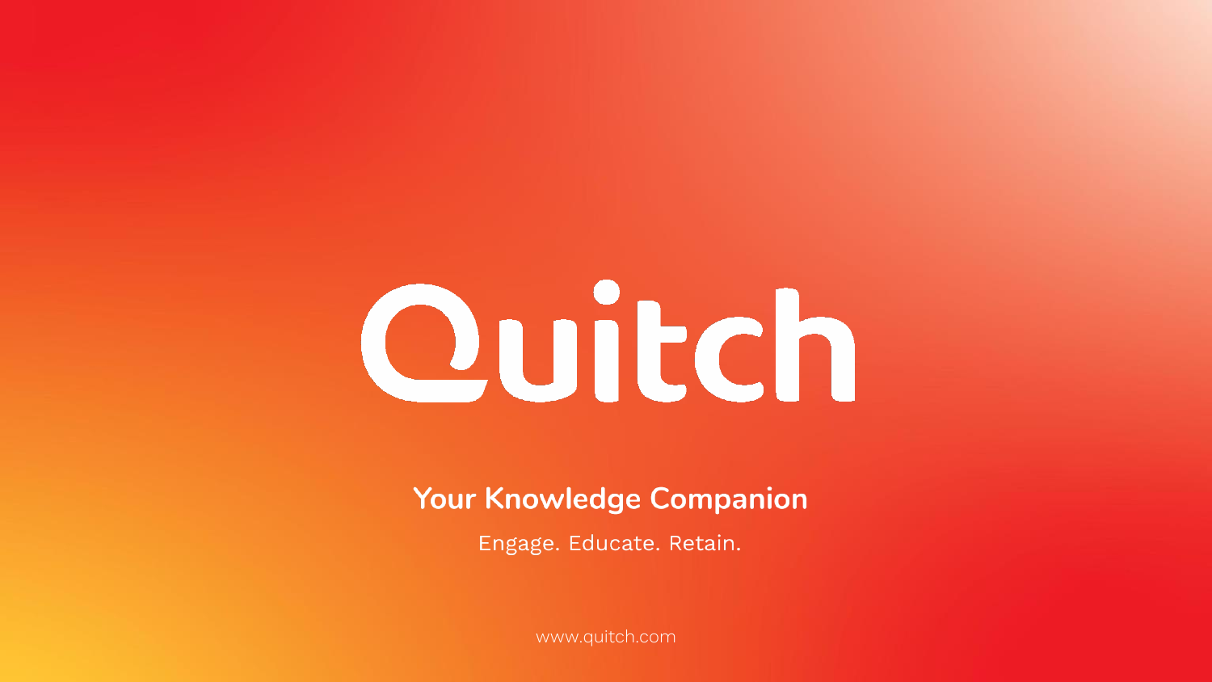# Quitch

**Your Knowledge Companion**

Engage. Educate. Retain.

www.quitch.com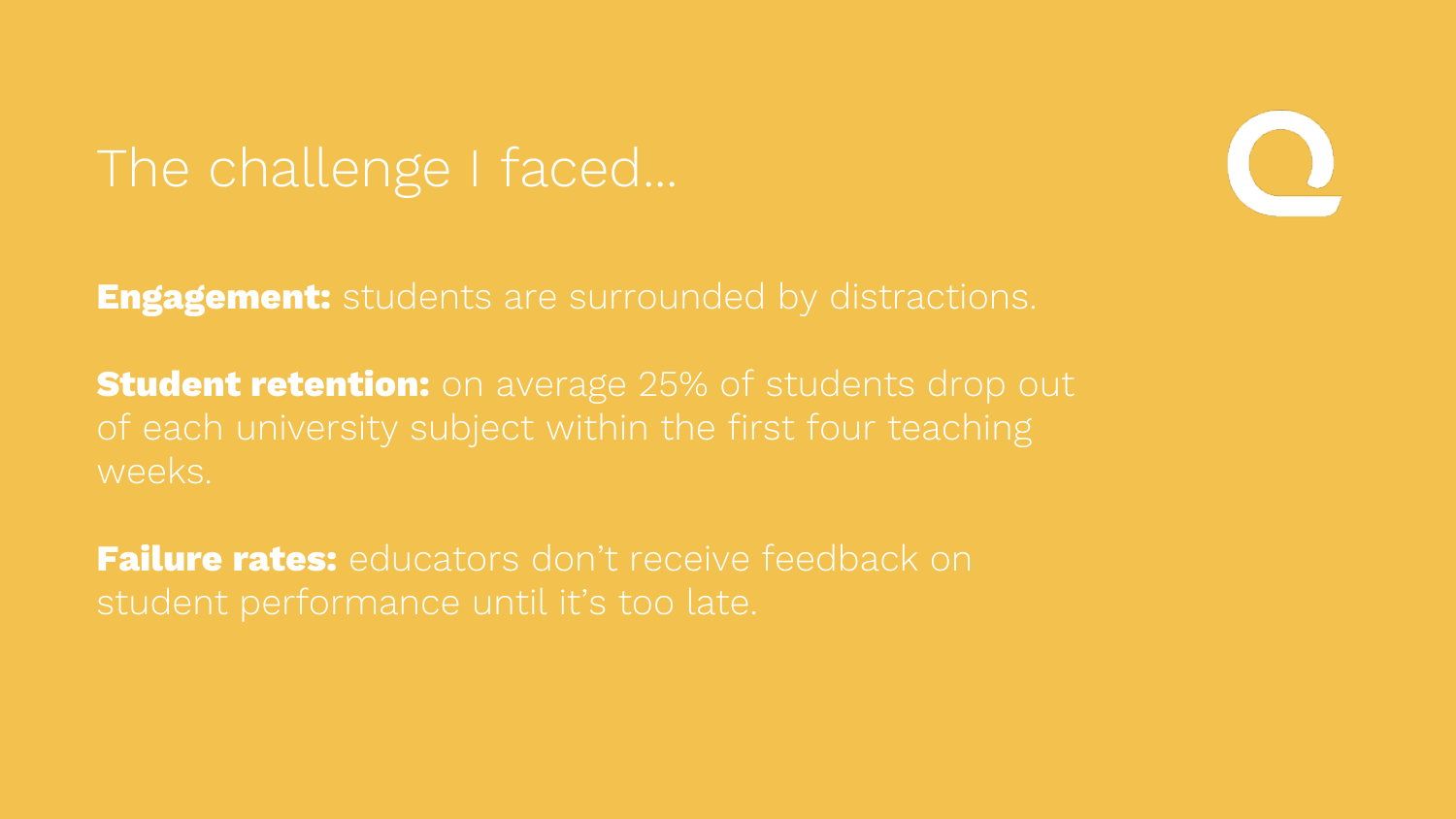# The challenge I faced…

**Engagement:** students are surrounded by distractions.

**Student retention:** on average 25% of students drop out of each university subject within the first four teaching weeks.

**Failure rates:** educators don't receive feedback on student performance until it's too late.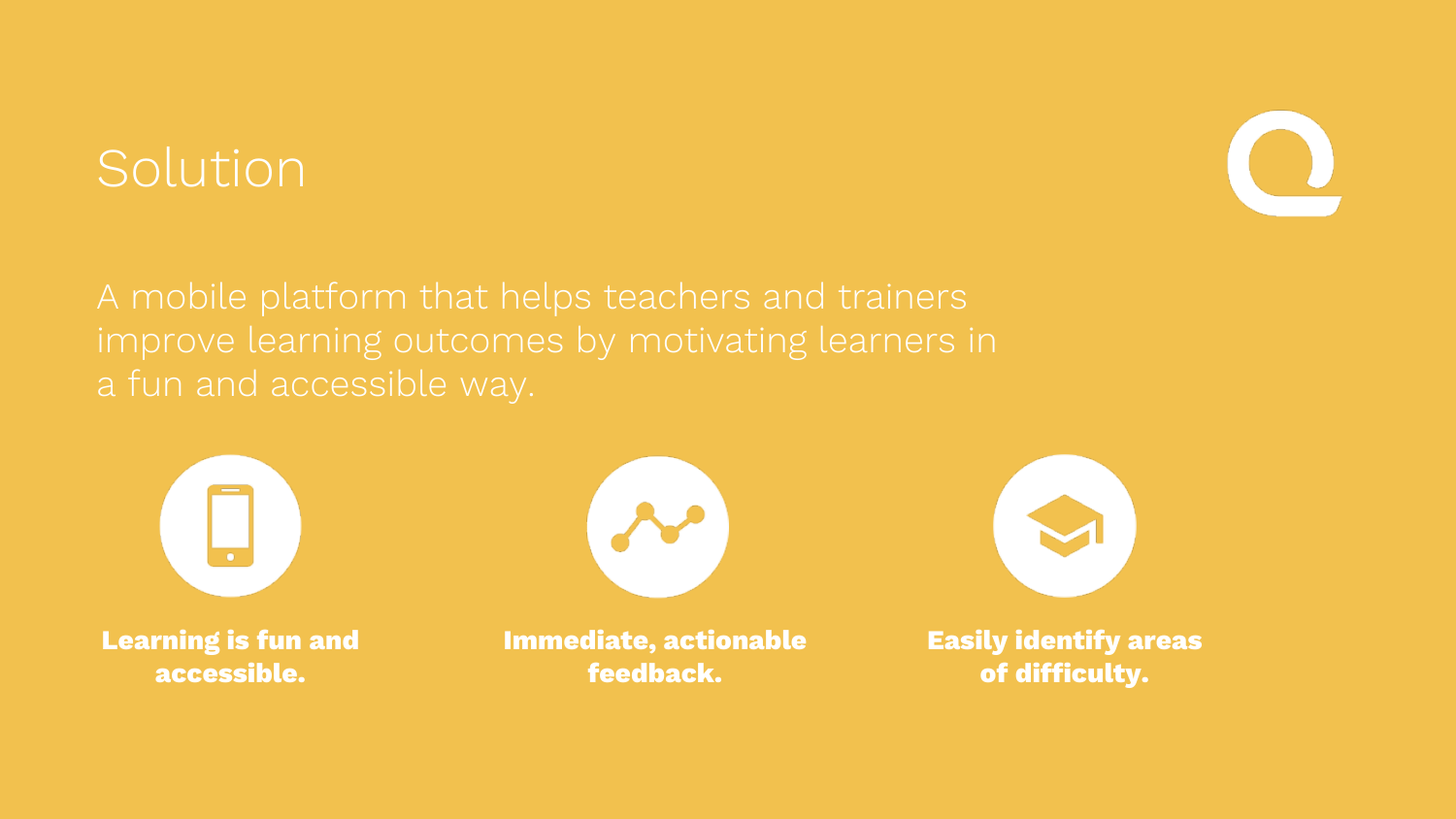# Solution

A mobile platform that helps teachers and trainers improve learning outcomes by motivating learners in a fun and accessible way.

**Learning is fun and accessible.**

**Immediate, actionable feedback.**

**Easily identify areas of difficulty.**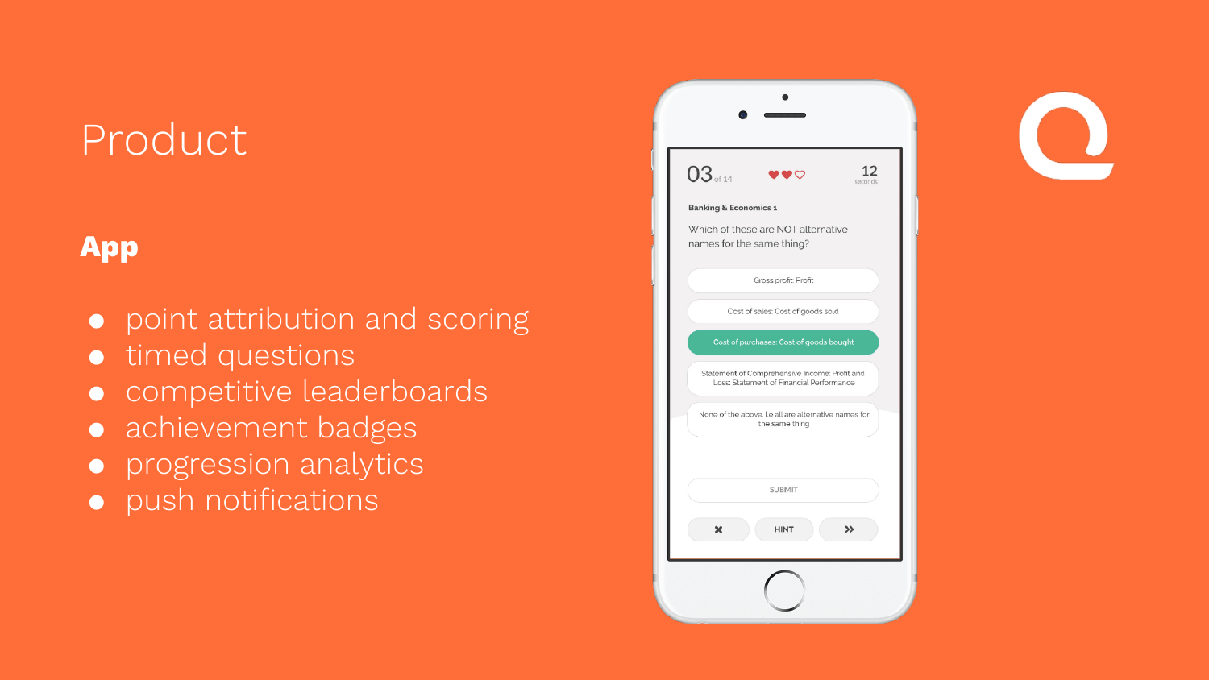# Product

## App

- point attribution and scoring
- timed questions
- competitive leaderboards
- achievement badges
- progression analytics
- push notifications

03 of 14

12 seconds

Banking & Economics 1

Which of these are NOT alternative names for the same thing?

- Gross profit: Profit
- Cost of sales: Cost of goods sold
- Cost of purchases: Cost of goods bought
- Statement of Comprehensive Income: Profit and Loss: Statement of Financial Performance
- None of the above. i.e all are alternative names for the same thing

SUBMIT

HINT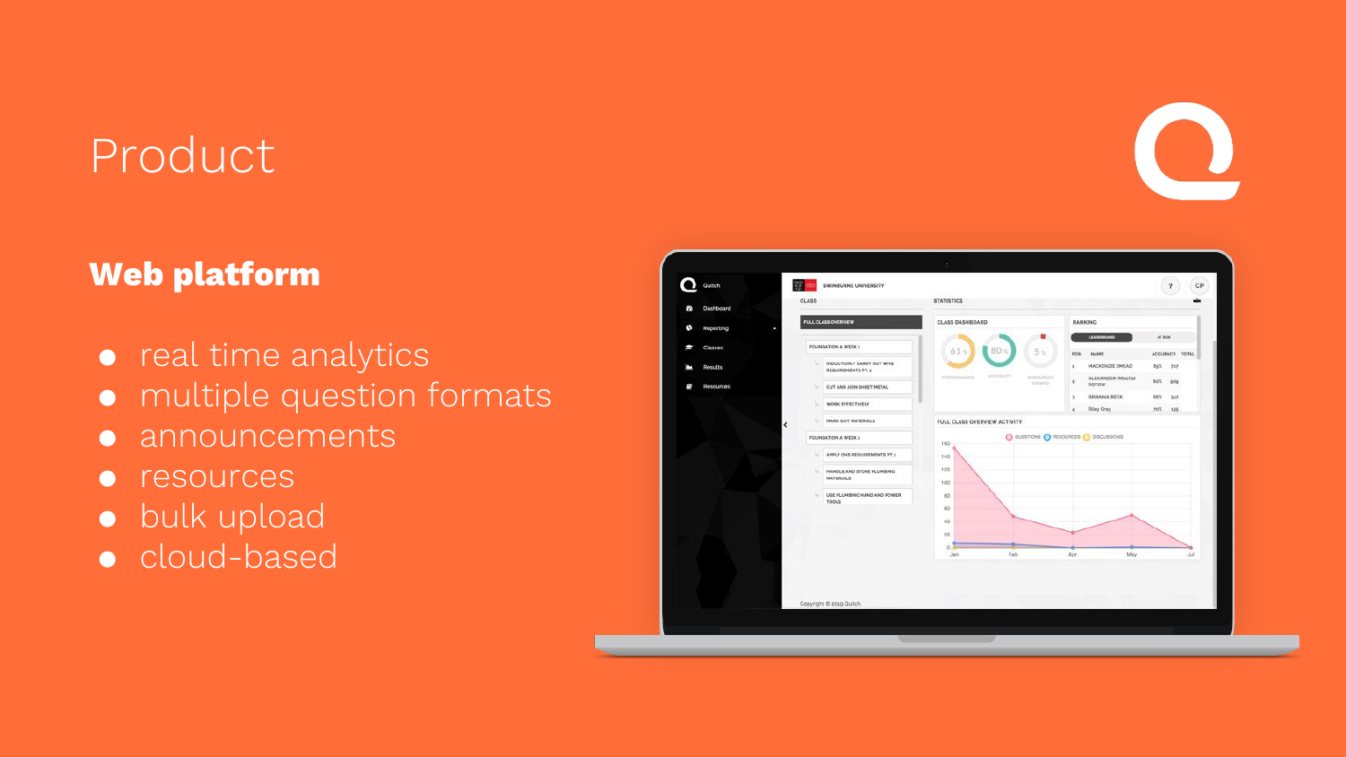# Product

## Web platform

- real time analytics
- multiple question formats
- announcements
- resources
- bulk upload
- cloud-based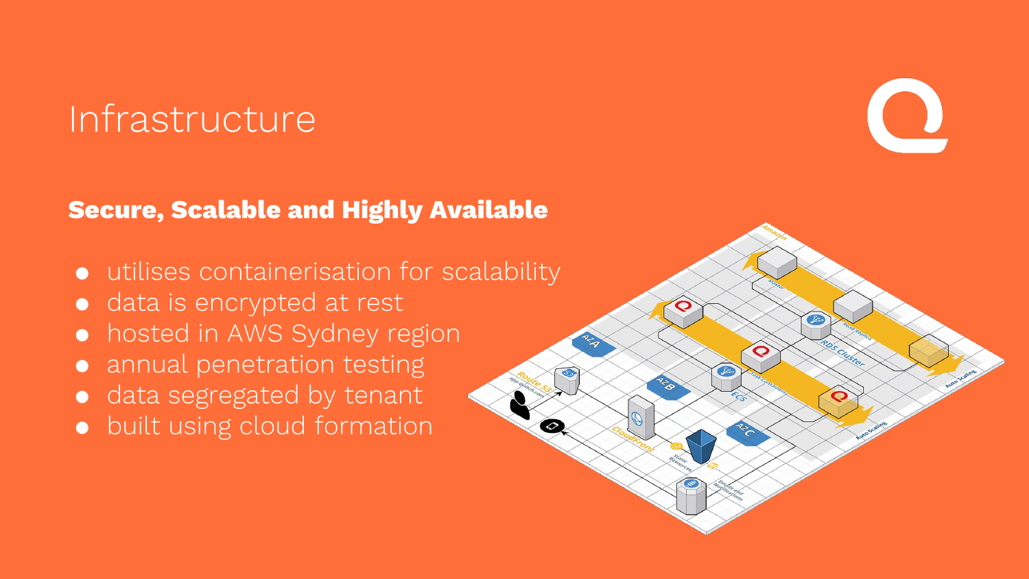# Infrastructure

**Secure, Scalable and Highly Available**

- utilises containerisation for scalability
- data is encrypted at rest
- hosted in AWS Sydney region
- annual penetration testing
- data segregated by tenant
- built using cloud formation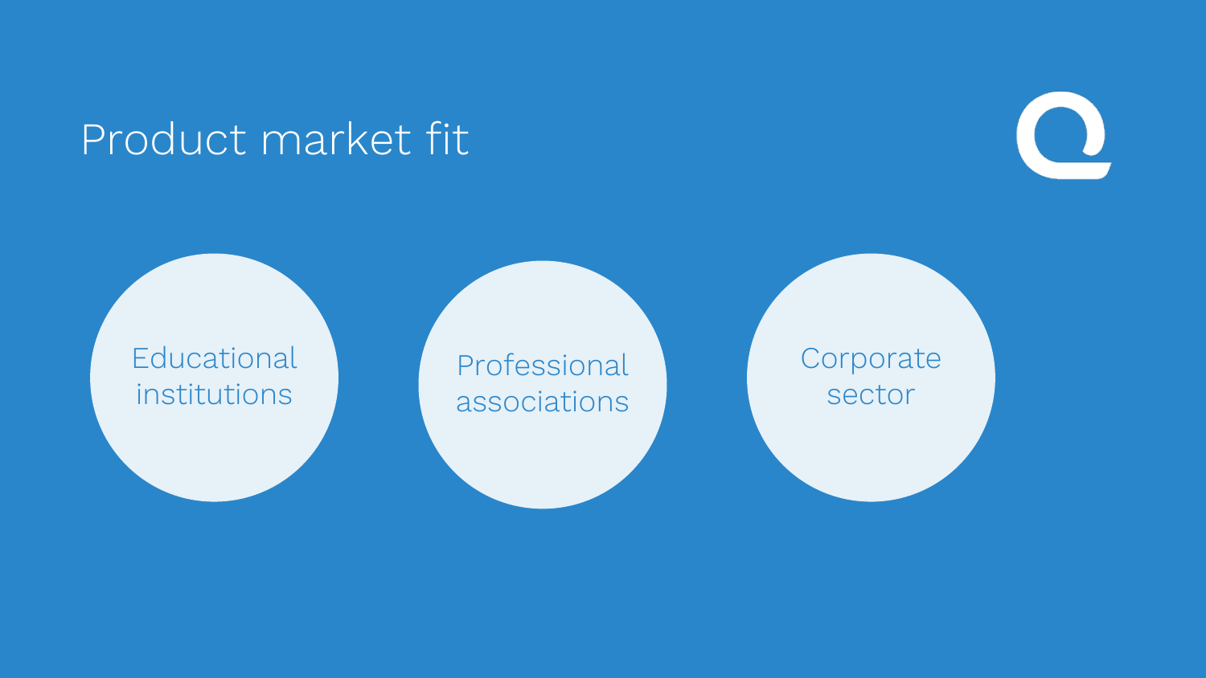# Product market fit

- Educational institutions
- Professional associations
- Corporate sector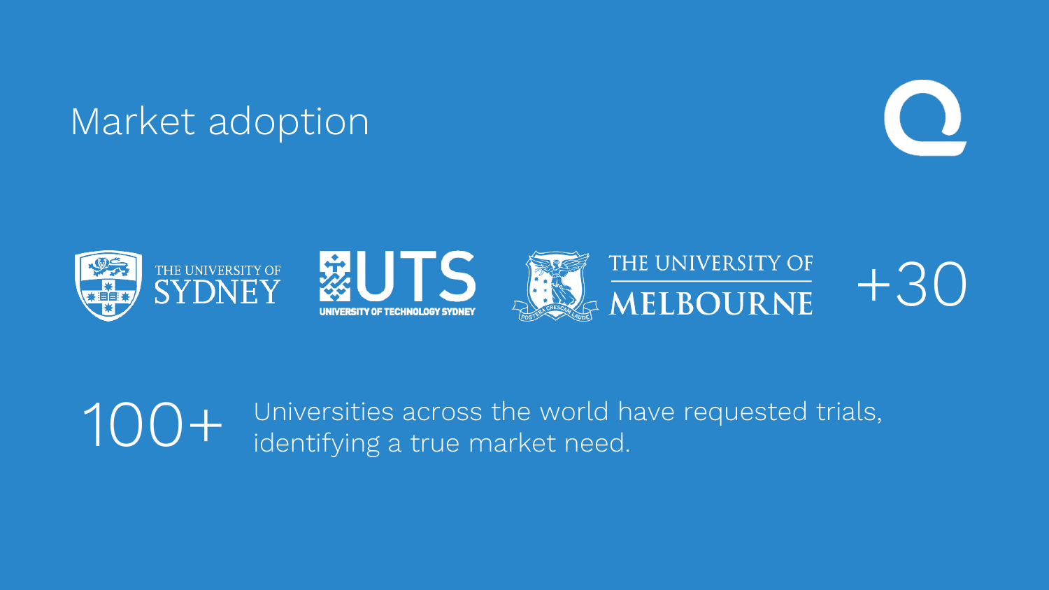# Market adoption

THE UNIVERSITY OF SYDNEY

UTS
UNIVERSITY OF TECHNOLOGY SYDNEY

THE UNIVERSITY OF MELBOURNE

+30

**100+** Universities across the world have requested trials, identifying a true market need.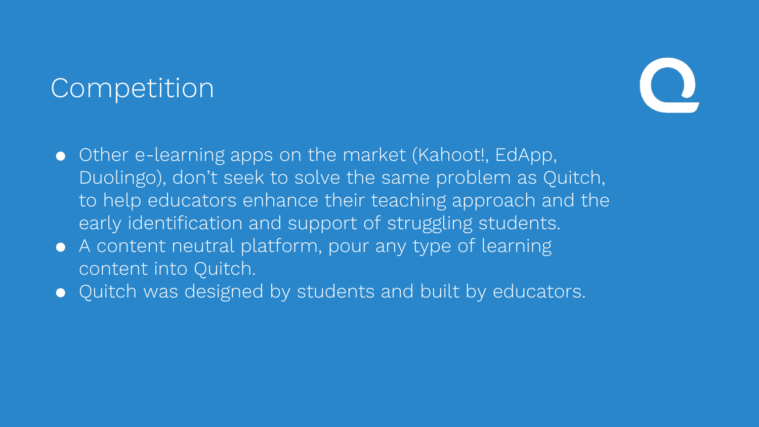# Competition

- Other e-learning apps on the market (Kahoot!, EdApp, Duolingo), don't seek to solve the same problem as Quitch, to help educators enhance their teaching approach and the early identification and support of struggling students.
- A content neutral platform, pour any type of learning content into Quitch.
- Quitch was designed by students and built by educators.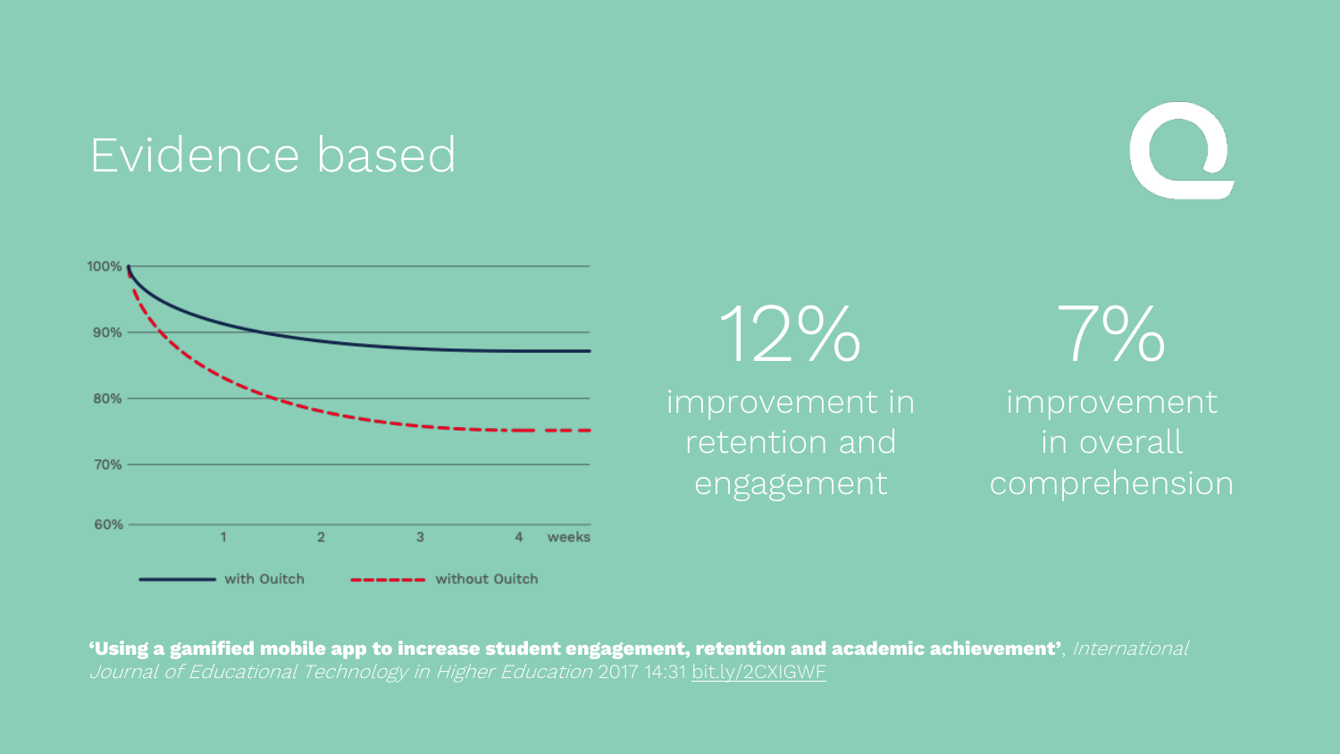# Evidence based

12%
improvement in retention and engagement

7%
improvement in overall comprehension

**'Using a gamified mobile app to increase student engagement, retention and academic achievement'**, *International Journal of Educational Technology in Higher Education* 2017 14:31 bit.ly/2CXIGWF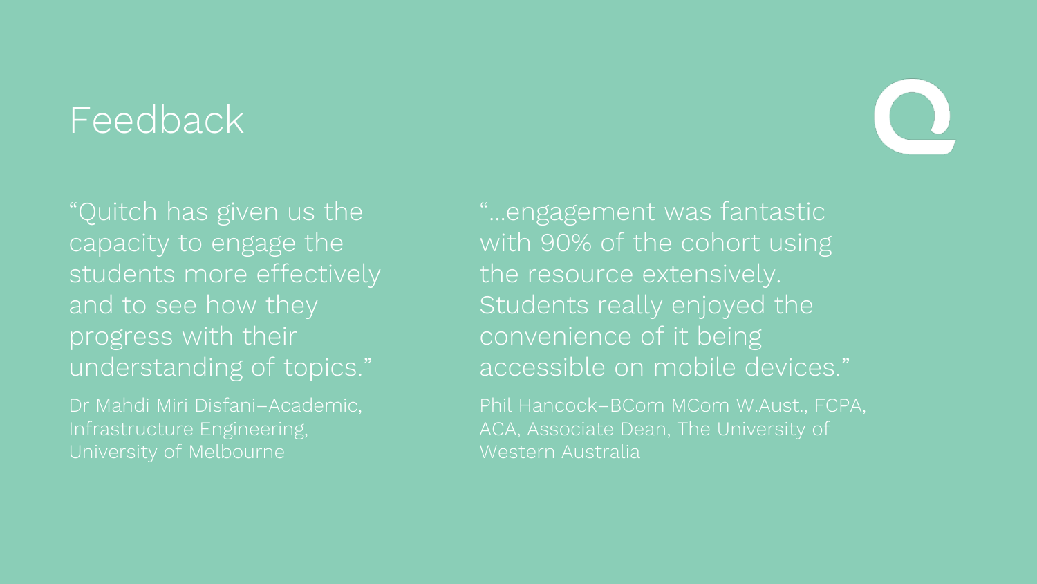# Feedback

"Quitch has given us the capacity to engage the students more effectively and to see how they progress with their understanding of topics."

Dr Mahdi Miri Disfani–Academic, Infrastructure Engineering, University of Melbourne

"...engagement was fantastic with 90% of the cohort using the resource extensively. Students really enjoyed the convenience of it being accessible on mobile devices."

Phil Hancock–BCom MCom W.Aust., FCPA, ACA, Associate Dean, The University of Western Australia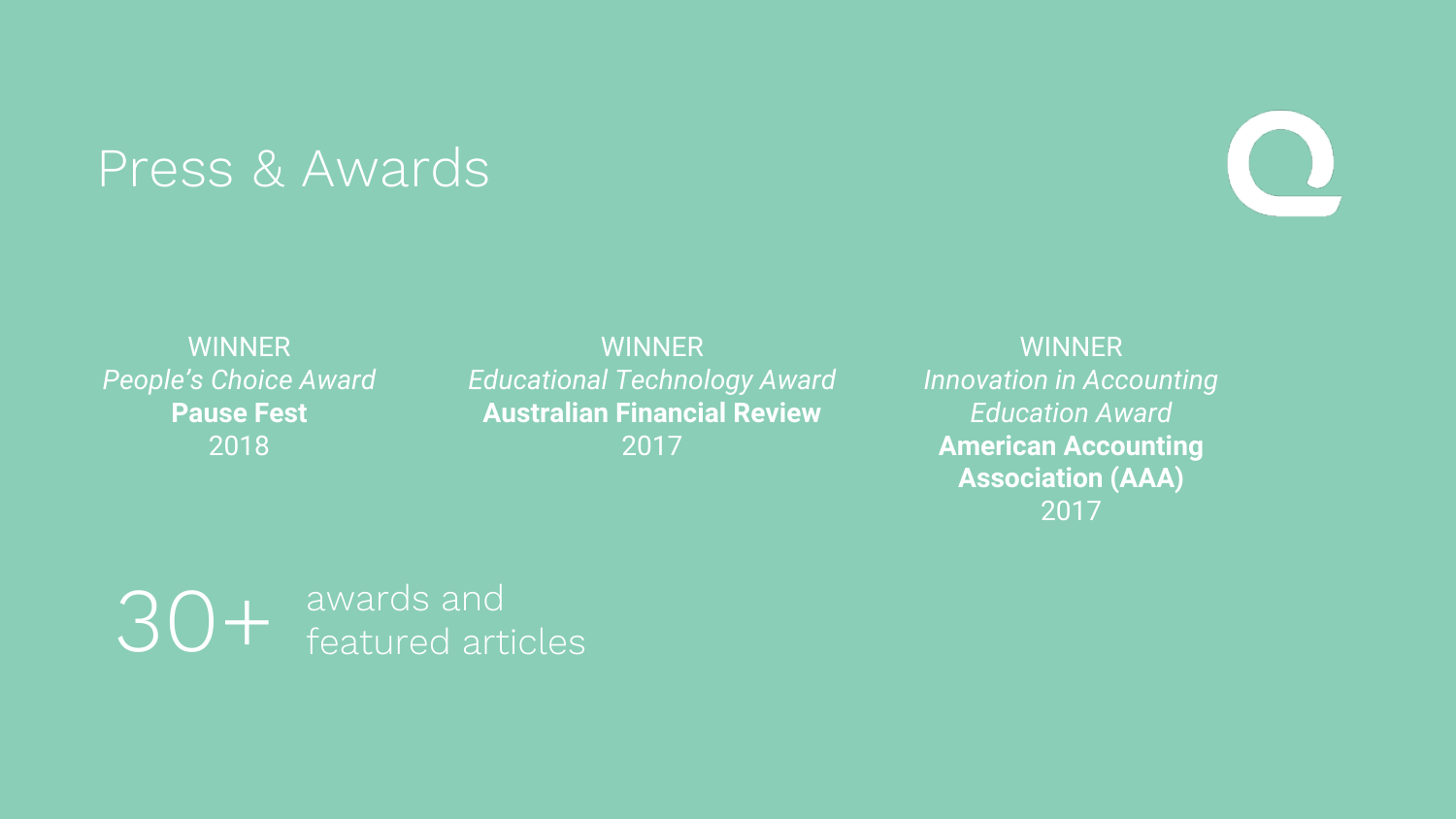# Press & Awards

WINNER
*People's Choice Award*
**Pause Fest**
2018

WINNER
*Educational Technology Award*
**Australian Financial Review**
2017

WINNER
*Innovation in Accounting Education Award*
**American Accounting Association (AAA)**
2017

30+ awards and featured articles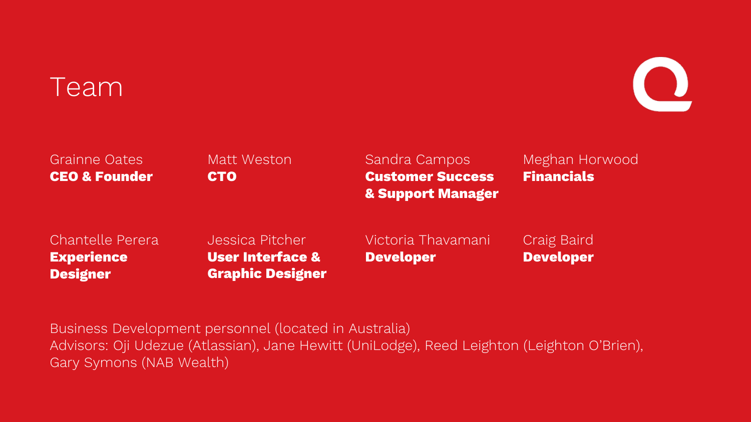# Team

Grainne Oates
**CEO & Founder**

Matt Weston
**CTO**

Sandra Campos
**Customer Success & Support Manager**

Meghan Horwood
**Financials**

Chantelle Perera
**Experience Designer**

Jessica Pitcher
**User Interface & Graphic Designer**

Victoria Thavamani
**Developer**

Craig Baird
**Developer**

Business Development personnel (located in Australia)
Advisors: Oji Udezue (Atlassian), Jane Hewitt (UniLodge), Reed Leighton (Leighton O'Brien), Gary Symons (NAB Wealth)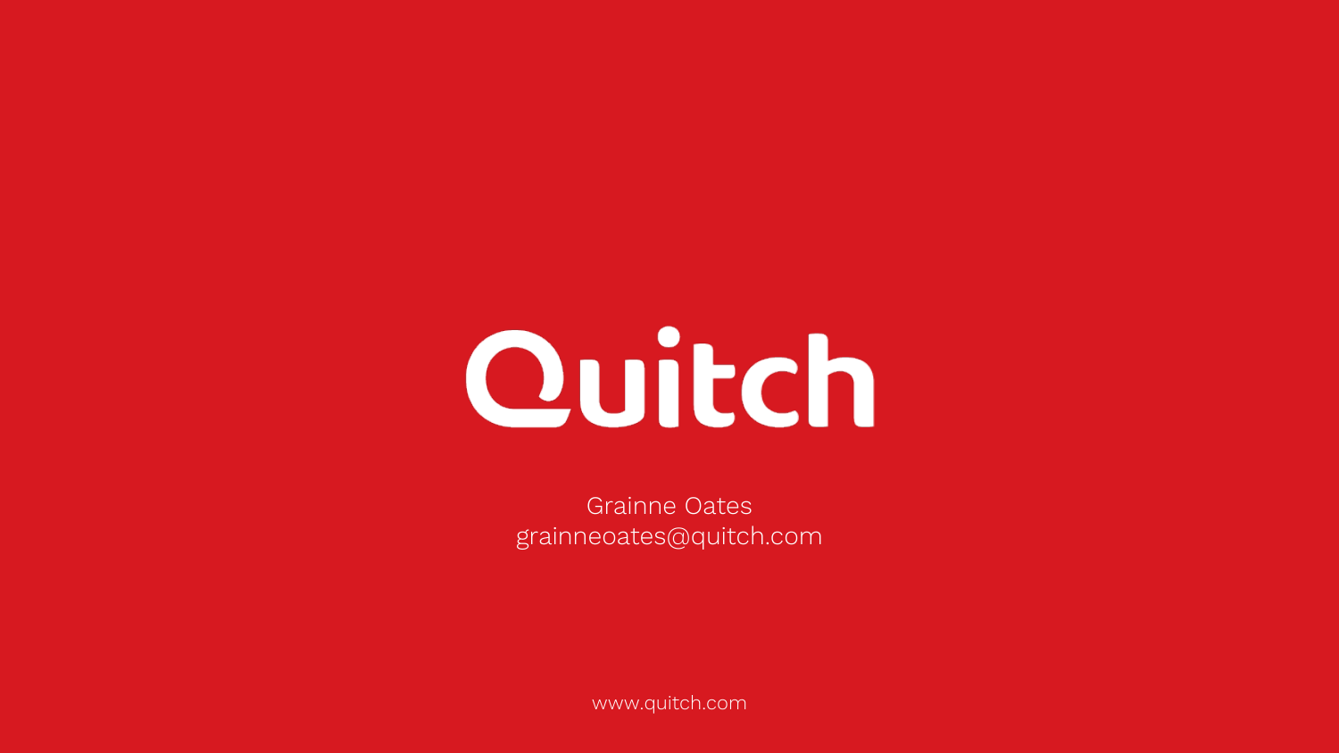# Quitch

Grainne Oates
grainneoates@quitch.com

www.quitch.com